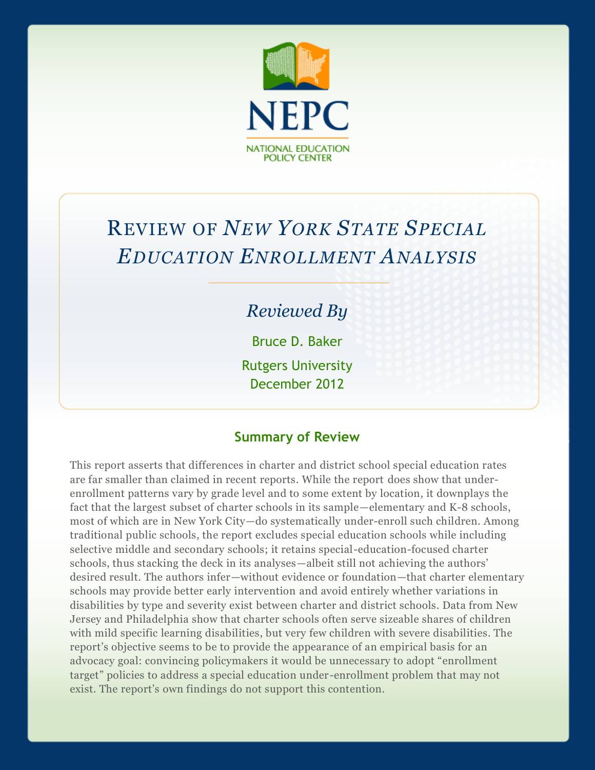NEPC

NATIONAL EDUCATION POLICY CENTER

# Review of *New York State Special Education Enrollment Analysis*

*Reviewed By*

Bruce D. Baker

Rutgers University

December 2012

## Summary of Review

This report asserts that differences in charter and district school special education rates are far smaller than claimed in recent reports. While the report does show that under-enrollment patterns vary by grade level and to some extent by location, it downplays the fact that the largest subset of charter schools in its sample—elementary and K-8 schools, most of which are in New York City—do systematically under-enroll such children. Among traditional public schools, the report excludes special education schools while including selective middle and secondary schools; it retains special-education-focused charter schools, thus stacking the deck in its analyses—albeit still not achieving the authors' desired result. The authors infer—without evidence or foundation—that charter elementary schools may provide better early intervention and avoid entirely whether variations in disabilities by type and severity exist between charter and district schools. Data from New Jersey and Philadelphia show that charter schools often serve sizeable shares of children with mild specific learning disabilities, but very few children with severe disabilities. The report's objective seems to be to provide the appearance of an empirical basis for an advocacy goal: convincing policymakers it would be unnecessary to adopt "enrollment target" policies to address a special education under-enrollment problem that may not exist. The report's own findings do not support this contention.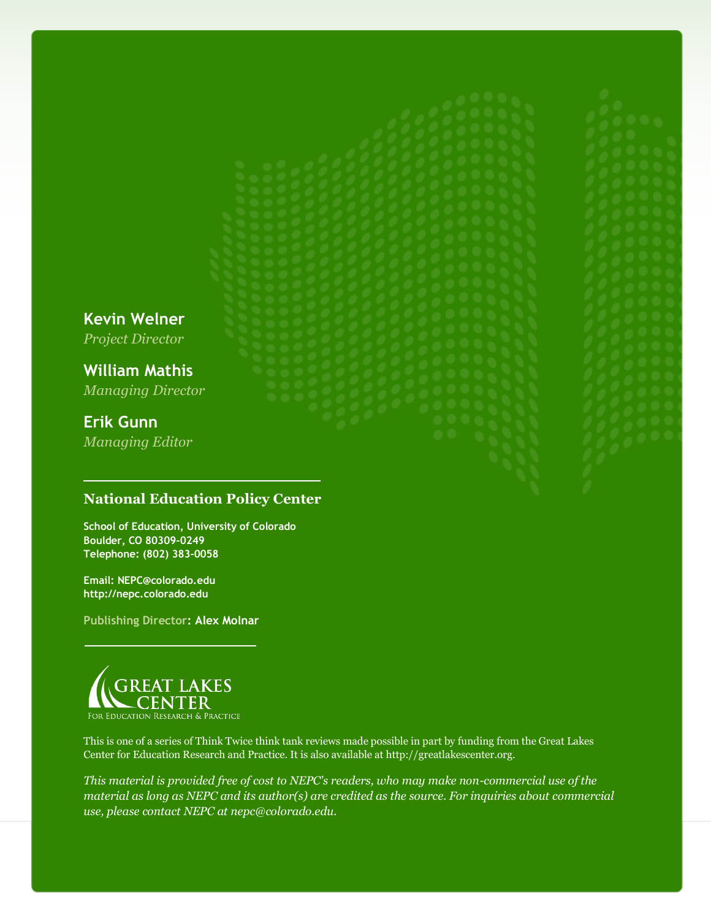**Kevin Welner**
*Project Director*

**William Mathis**
*Managing Director*

**Erik Gunn**
*Managing Editor*

---

**National Education Policy Center**

**School of Education, University of Colorado**
**Boulder, CO 80309-0249**
**Telephone: (802) 383-0058**

**Email: NEPC@colorado.edu**
**http://nepc.colorado.edu**

**Publishing Director: Alex Molnar**

---

GREAT LAKES CENTER
FOR EDUCATION RESEARCH & PRACTICE

This is one of a series of Think Twice think tank reviews made possible in part by funding from the Great Lakes Center for Education Research and Practice. It is also available at http://greatlakescenter.org.

*This material is provided free of cost to NEPC's readers, who may make non-commercial use of the material as long as NEPC and its author(s) are credited as the source. For inquiries about commercial use, please contact NEPC at nepc@colorado.edu.*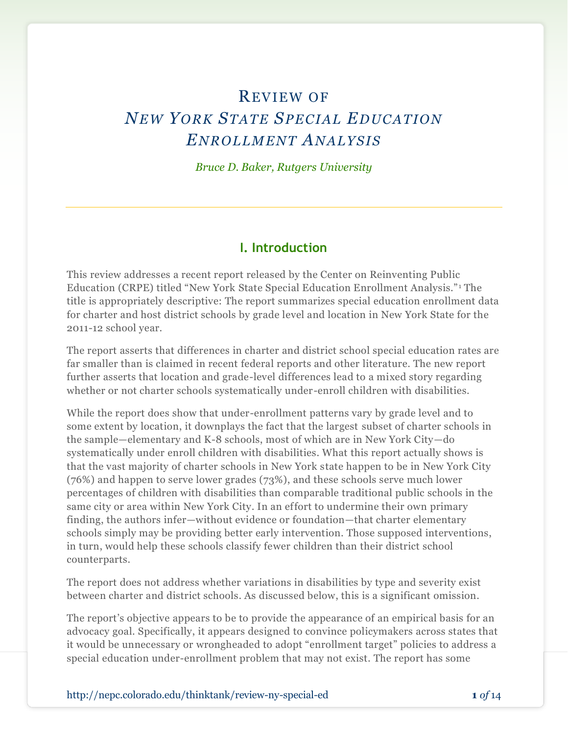# Review of *New York State Special Education Enrollment Analysis*

*Bruce D. Baker, Rutgers University*

## I. Introduction

This review addresses a recent report released by the Center on Reinventing Public Education (CRPE) titled "New York State Special Education Enrollment Analysis."[1] The title is appropriately descriptive: The report summarizes special education enrollment data for charter and host district schools by grade level and location in New York State for the 2011-12 school year.

The report asserts that differences in charter and district school special education rates are far smaller than is claimed in recent federal reports and other literature. The new report further asserts that location and grade-level differences lead to a mixed story regarding whether or not charter schools systematically under-enroll children with disabilities.

While the report does show that under-enrollment patterns vary by grade level and to some extent by location, it downplays the fact that the largest subset of charter schools in the sample—elementary and K-8 schools, most of which are in New York City—do systematically under enroll children with disabilities. What this report actually shows is that the vast majority of charter schools in New York state happen to be in New York City (76%) and happen to serve lower grades (73%), and these schools serve much lower percentages of children with disabilities than comparable traditional public schools in the same city or area within New York City. In an effort to undermine their own primary finding, the authors infer—without evidence or foundation—that charter elementary schools simply may be providing better early intervention. Those supposed interventions, in turn, would help these schools classify fewer children than their district school counterparts.

The report does not address whether variations in disabilities by type and severity exist between charter and district schools. As discussed below, this is a significant omission.

The report's objective appears to be to provide the appearance of an empirical basis for an advocacy goal. Specifically, it appears designed to convince policymakers across states that it would be unnecessary or wrongheaded to adopt "enrollment target" policies to address a special education under-enrollment problem that may not exist. The report has some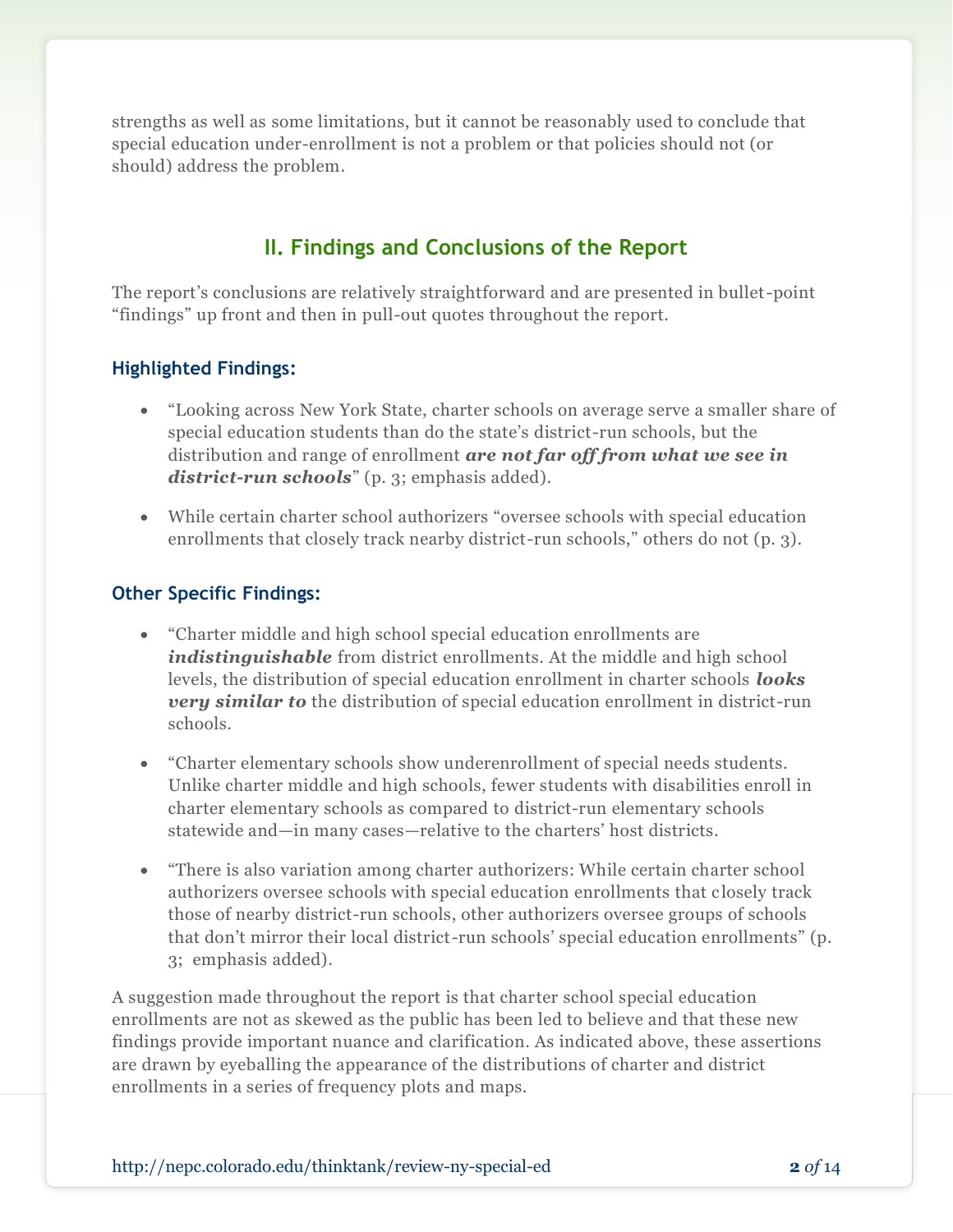strengths as well as some limitations, but it cannot be reasonably used to conclude that special education under-enrollment is not a problem or that policies should not (or should) address the problem.

## II. Findings and Conclusions of the Report

The report's conclusions are relatively straightforward and are presented in bullet-point "findings" up front and then in pull-out quotes throughout the report.

### Highlighted Findings:

- "Looking across New York State, charter schools on average serve a smaller share of special education students than do the state's district-run schools, but the distribution and range of enrollment ***are not far off from what we see in district-run schools***" (p. 3; emphasis added).
- While certain charter school authorizers "oversee schools with special education enrollments that closely track nearby district-run schools," others do not (p. 3).

### Other Specific Findings:

- "Charter middle and high school special education enrollments are ***indistinguishable*** from district enrollments. At the middle and high school levels, the distribution of special education enrollment in charter schools ***looks very similar to*** the distribution of special education enrollment in district-run schools.
- "Charter elementary schools show underenrollment of special needs students. Unlike charter middle and high schools, fewer students with disabilities enroll in charter elementary schools as compared to district-run elementary schools statewide and—in many cases—relative to the charters' host districts.
- "There is also variation among charter authorizers: While certain charter school authorizers oversee schools with special education enrollments that closely track those of nearby district-run schools, other authorizers oversee groups of schools that don't mirror their local district-run schools' special education enrollments" (p. 3; emphasis added).

A suggestion made throughout the report is that charter school special education enrollments are not as skewed as the public has been led to believe and that these new findings provide important nuance and clarification. As indicated above, these assertions are drawn by eyeballing the appearance of the distributions of charter and district enrollments in a series of frequency plots and maps.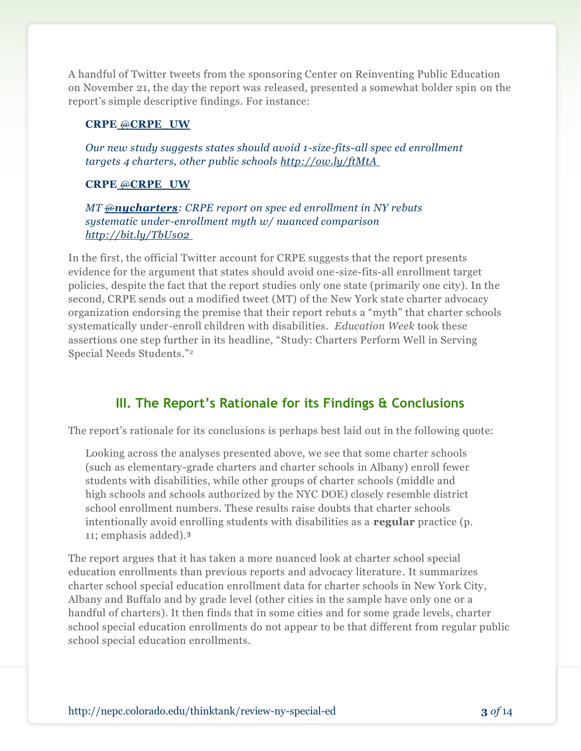A handful of Twitter tweets from the sponsoring Center on Reinventing Public Education on November 21, the day the report was released, presented a somewhat bolder spin on the report's simple descriptive findings. For instance:

> **CRPE @CRPE_UW**
>
> *Our new study suggests states should avoid 1-size-fits-all spec ed enrollment targets 4 charters, other public schools http://ow.ly/ftMtA*
>
> **CRPE @CRPE_UW**
>
> *MT @nycharters: CRPE report on spec ed enrollment in NY rebuts systematic under-enrollment myth w/ nuanced comparison http://bit.ly/TbUs02*

In the first, the official Twitter account for CRPE suggests that the report presents evidence for the argument that states should avoid one-size-fits-all enrollment target policies, despite the fact that the report studies only one state (primarily one city). In the second, CRPE sends out a modified tweet (MT) of the New York state charter advocacy organization endorsing the premise that their report rebuts a "myth" that charter schools systematically under-enroll children with disabilities. *Education Week* took these assertions one step further in its headline, "Study: Charters Perform Well in Serving Special Needs Students."[2]

## III. The Report's Rationale for its Findings & Conclusions

The report's rationale for its conclusions is perhaps best laid out in the following quote:

> Looking across the analyses presented above, we see that some charter schools (such as elementary-grade charters and charter schools in Albany) enroll fewer students with disabilities, while other groups of charter schools (middle and high schools and schools authorized by the NYC DOE) closely resemble district school enrollment numbers. These results raise doubts that charter schools intentionally avoid enrolling students with disabilities as a **regular** practice (p. 11; emphasis added).[3]

The report argues that it has taken a more nuanced look at charter school special education enrollments than previous reports and advocacy literature. It summarizes charter school special education enrollment data for charter schools in New York City, Albany and Buffalo and by grade level (other cities in the sample have only one or a handful of charters). It then finds that in some cities and for some grade levels, charter school special education enrollments do not appear to be that different from regular public school special education enrollments.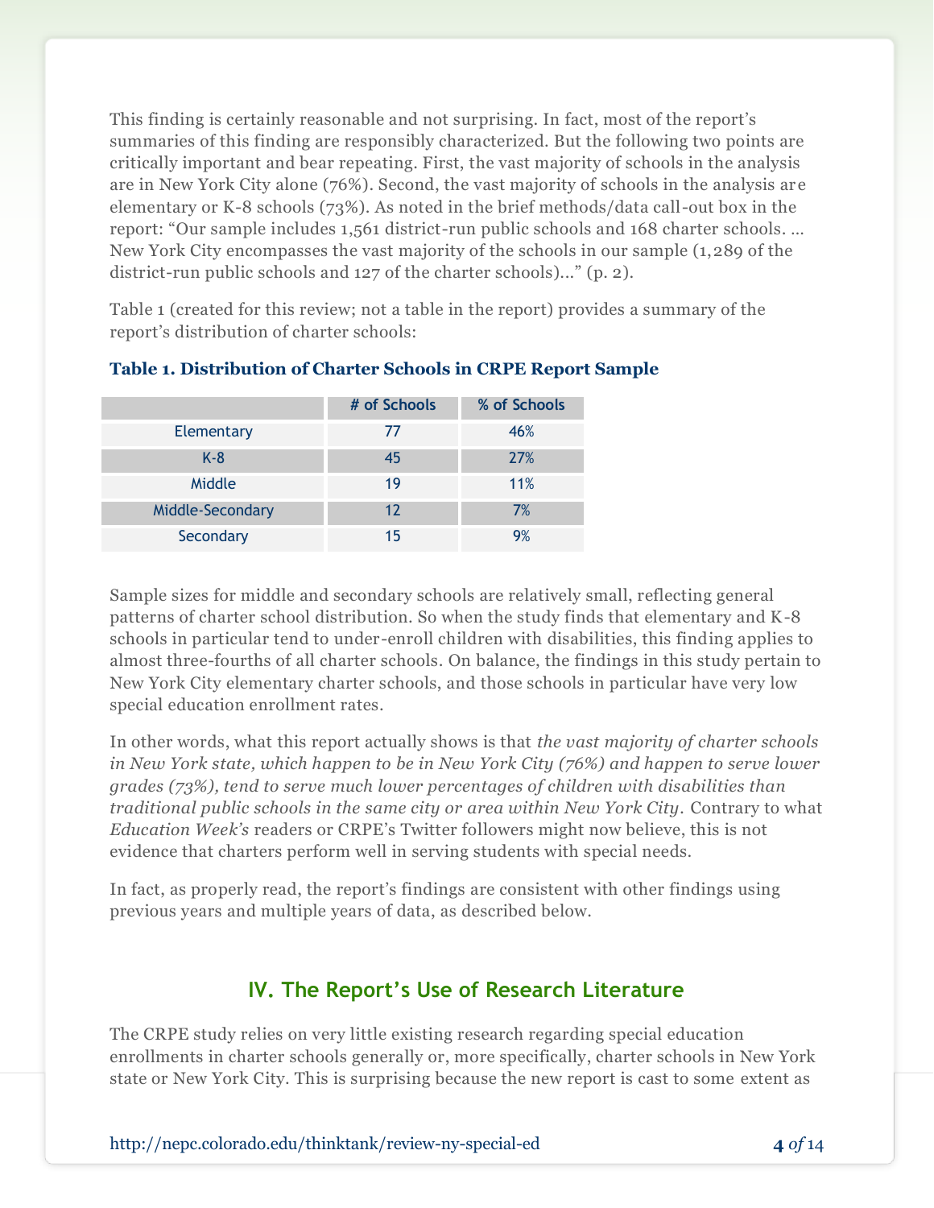This finding is certainly reasonable and not surprising. In fact, most of the report's summaries of this finding are responsibly characterized. But the following two points are critically important and bear repeating. First, the vast majority of schools in the analysis are in New York City alone (76%). Second, the vast majority of schools in the analysis are elementary or K-8 schools (73%). As noted in the brief methods/data call-out box in the report: "Our sample includes 1,561 district-run public schools and 168 charter schools. … New York City encompasses the vast majority of the schools in our sample (1,289 of the district-run public schools and 127 of the charter schools)…" (p. 2).

Table 1 (created for this review; not a table in the report) provides a summary of the report's distribution of charter schools:

**Table 1. Distribution of Charter Schools in CRPE Report Sample**

| | # of Schools | % of Schools |
|---|---|---|
| Elementary | 77 | 46% |
| K-8 | 45 | 27% |
| Middle | 19 | 11% |
| Middle-Secondary | 12 | 7% |
| Secondary | 15 | 9% |

Sample sizes for middle and secondary schools are relatively small, reflecting general patterns of charter school distribution. So when the study finds that elementary and K-8 schools in particular tend to under-enroll children with disabilities, this finding applies to almost three-fourths of all charter schools. On balance, the findings in this study pertain to New York City elementary charter schools, and those schools in particular have very low special education enrollment rates.

In other words, what this report actually shows is that *the vast majority of charter schools in New York state, which happen to be in New York City (76%) and happen to serve lower grades (73%), tend to serve much lower percentages of children with disabilities than traditional public schools in the same city or area within New York City*. Contrary to what *Education Week's* readers or CRPE's Twitter followers might now believe, this is not evidence that charters perform well in serving students with special needs.

In fact, as properly read, the report's findings are consistent with other findings using previous years and multiple years of data, as described below.

## IV. The Report's Use of Research Literature

The CRPE study relies on very little existing research regarding special education enrollments in charter schools generally or, more specifically, charter schools in New York state or New York City. This is surprising because the new report is cast to some extent as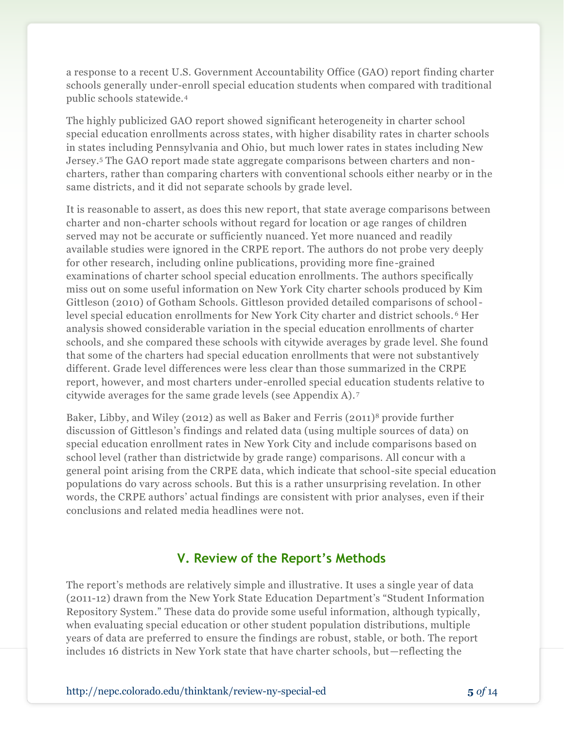a response to a recent U.S. Government Accountability Office (GAO) report finding charter schools generally under-enroll special education students when compared with traditional public schools statewide.[4]

The highly publicized GAO report showed significant heterogeneity in charter school special education enrollments across states, with higher disability rates in charter schools in states including Pennsylvania and Ohio, but much lower rates in states including New Jersey.[5] The GAO report made state aggregate comparisons between charters and non-charters, rather than comparing charters with conventional schools either nearby or in the same districts, and it did not separate schools by grade level.

It is reasonable to assert, as does this new report, that state average comparisons between charter and non-charter schools without regard for location or age ranges of children served may not be accurate or sufficiently nuanced. Yet more nuanced and readily available studies were ignored in the CRPE report. The authors do not probe very deeply for other research, including online publications, providing more fine-grained examinations of charter school special education enrollments. The authors specifically miss out on some useful information on New York City charter schools produced by Kim Gittleson (2010) of Gotham Schools. Gittleson provided detailed comparisons of school-level special education enrollments for New York City charter and district schools.[6] Her analysis showed considerable variation in the special education enrollments of charter schools, and she compared these schools with citywide averages by grade level. She found that some of the charters had special education enrollments that were not substantively different. Grade level differences were less clear than those summarized in the CRPE report, however, and most charters under-enrolled special education students relative to citywide averages for the same grade levels (see Appendix A).[7]

Baker, Libby, and Wiley (2012) as well as Baker and Ferris (2011)[8] provide further discussion of Gittleson's findings and related data (using multiple sources of data) on special education enrollment rates in New York City and include comparisons based on school level (rather than districtwide by grade range) comparisons. All concur with a general point arising from the CRPE data, which indicate that school-site special education populations do vary across schools. But this is a rather unsurprising revelation. In other words, the CRPE authors' actual findings are consistent with prior analyses, even if their conclusions and related media headlines were not.

## V. Review of the Report's Methods

The report's methods are relatively simple and illustrative. It uses a single year of data (2011-12) drawn from the New York State Education Department's "Student Information Repository System." These data do provide some useful information, although typically, when evaluating special education or other student population distributions, multiple years of data are preferred to ensure the findings are robust, stable, or both. The report includes 16 districts in New York state that have charter schools, but—reflecting the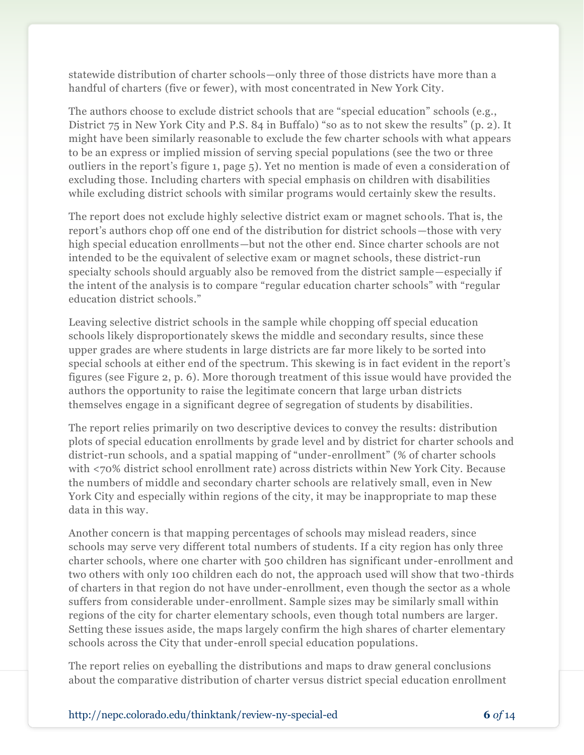statewide distribution of charter schools—only three of those districts have more than a handful of charters (five or fewer), with most concentrated in New York City.

The authors choose to exclude district schools that are "special education" schools (e.g., District 75 in New York City and P.S. 84 in Buffalo) "so as to not skew the results" (p. 2). It might have been similarly reasonable to exclude the few charter schools with what appears to be an express or implied mission of serving special populations (see the two or three outliers in the report's figure 1, page 5). Yet no mention is made of even a consideration of excluding those. Including charters with special emphasis on children with disabilities while excluding district schools with similar programs would certainly skew the results.

The report does not exclude highly selective district exam or magnet schools. That is, the report's authors chop off one end of the distribution for district schools—those with very high special education enrollments—but not the other end. Since charter schools are not intended to be the equivalent of selective exam or magnet schools, these district-run specialty schools should arguably also be removed from the district sample—especially if the intent of the analysis is to compare "regular education charter schools" with "regular education district schools."

Leaving selective district schools in the sample while chopping off special education schools likely disproportionately skews the middle and secondary results, since these upper grades are where students in large districts are far more likely to be sorted into special schools at either end of the spectrum. This skewing is in fact evident in the report's figures (see Figure 2, p. 6). More thorough treatment of this issue would have provided the authors the opportunity to raise the legitimate concern that large urban districts themselves engage in a significant degree of segregation of students by disabilities.

The report relies primarily on two descriptive devices to convey the results: distribution plots of special education enrollments by grade level and by district for charter schools and district-run schools, and a spatial mapping of "under-enrollment" (% of charter schools with <70% district school enrollment rate) across districts within New York City. Because the numbers of middle and secondary charter schools are relatively small, even in New York City and especially within regions of the city, it may be inappropriate to map these data in this way.

Another concern is that mapping percentages of schools may mislead readers, since schools may serve very different total numbers of students. If a city region has only three charter schools, where one charter with 500 children has significant under-enrollment and two others with only 100 children each do not, the approach used will show that two-thirds of charters in that region do not have under-enrollment, even though the sector as a whole suffers from considerable under-enrollment. Sample sizes may be similarly small within regions of the city for charter elementary schools, even though total numbers are larger. Setting these issues aside, the maps largely confirm the high shares of charter elementary schools across the City that under-enroll special education populations.

The report relies on eyeballing the distributions and maps to draw general conclusions about the comparative distribution of charter versus district special education enrollment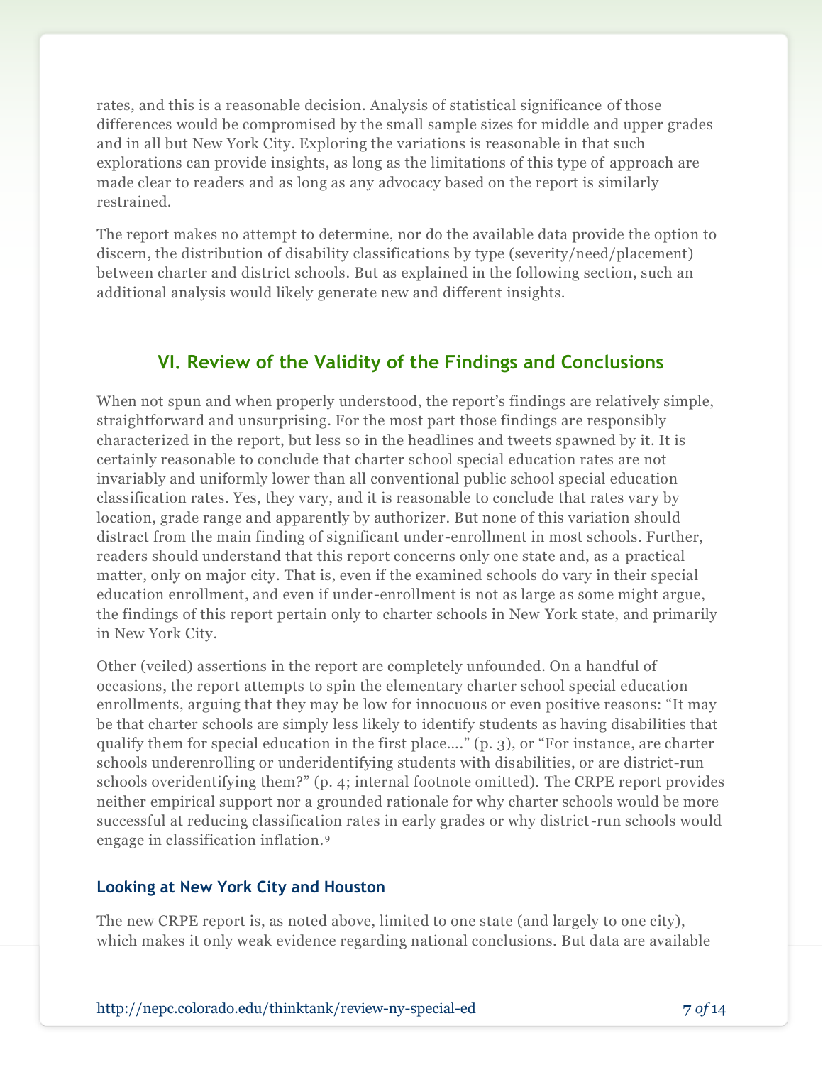rates, and this is a reasonable decision. Analysis of statistical significance of those differences would be compromised by the small sample sizes for middle and upper grades and in all but New York City. Exploring the variations is reasonable in that such explorations can provide insights, as long as the limitations of this type of approach are made clear to readers and as long as any advocacy based on the report is similarly restrained.

The report makes no attempt to determine, nor do the available data provide the option to discern, the distribution of disability classifications by type (severity/need/placement) between charter and district schools. But as explained in the following section, such an additional analysis would likely generate new and different insights.

## VI. Review of the Validity of the Findings and Conclusions

When not spun and when properly understood, the report's findings are relatively simple, straightforward and unsurprising. For the most part those findings are responsibly characterized in the report, but less so in the headlines and tweets spawned by it. It is certainly reasonable to conclude that charter school special education rates are not invariably and uniformly lower than all conventional public school special education classification rates. Yes, they vary, and it is reasonable to conclude that rates vary by location, grade range and apparently by authorizer. But none of this variation should distract from the main finding of significant under-enrollment in most schools. Further, readers should understand that this report concerns only one state and, as a practical matter, only on major city. That is, even if the examined schools do vary in their special education enrollment, and even if under-enrollment is not as large as some might argue, the findings of this report pertain only to charter schools in New York state, and primarily in New York City.

Other (veiled) assertions in the report are completely unfounded. On a handful of occasions, the report attempts to spin the elementary charter school special education enrollments, arguing that they may be low for innocuous or even positive reasons: "It may be that charter schools are simply less likely to identify students as having disabilities that qualify them for special education in the first place…." (p. 3), or "For instance, are charter schools underenrolling or underidentifying students with disabilities, or are district-run schools overidentifying them?" (p. 4; internal footnote omitted). The CRPE report provides neither empirical support nor a grounded rationale for why charter schools would be more successful at reducing classification rates in early grades or why district-run schools would engage in classification inflation.[9]

### Looking at New York City and Houston

The new CRPE report is, as noted above, limited to one state (and largely to one city), which makes it only weak evidence regarding national conclusions. But data are available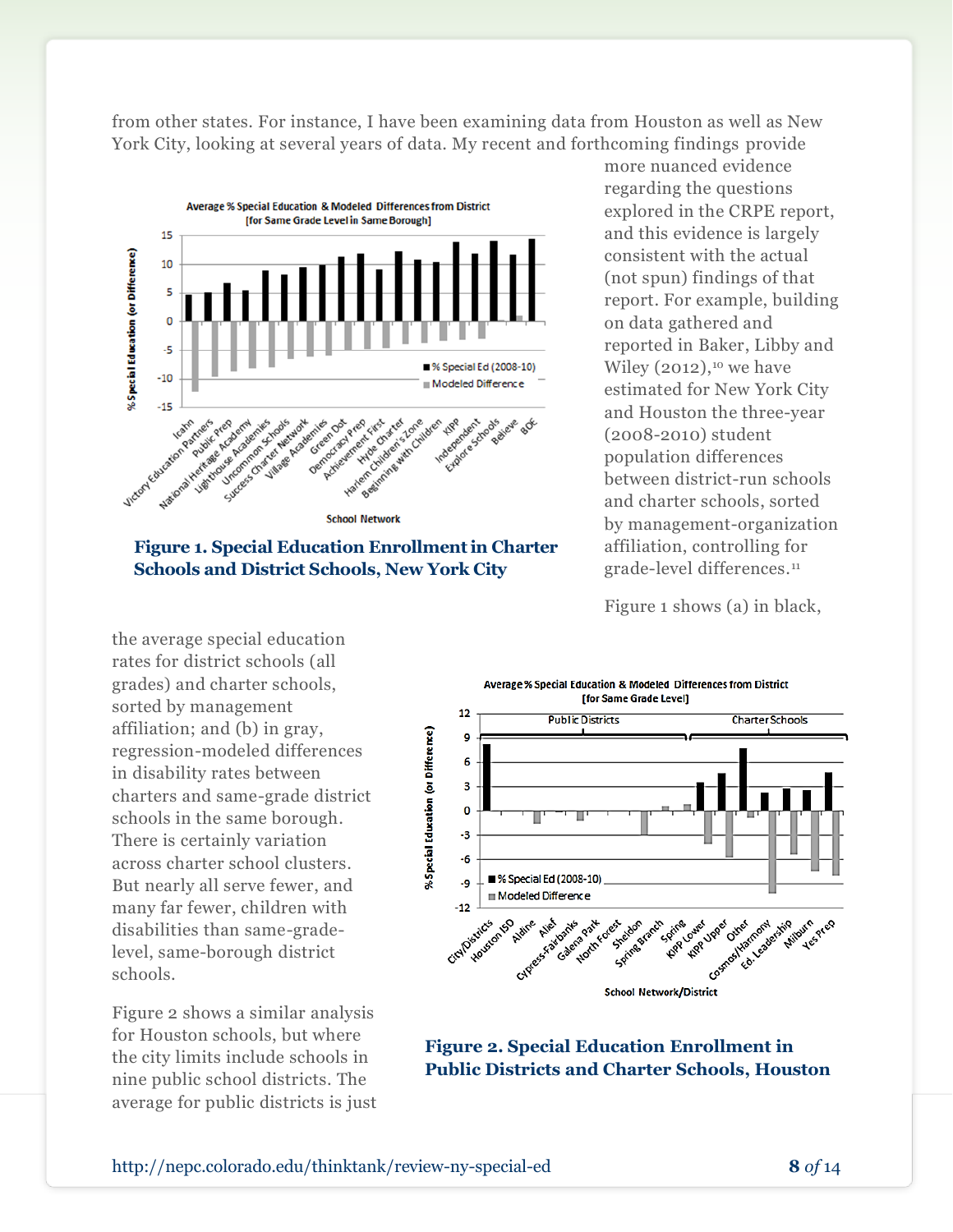from other states. For instance, I have been examining data from Houston as well as New York City, looking at several years of data. My recent and forthcoming findings provide more nuanced evidence regarding the questions explored in the CRPE report, and this evidence is largely consistent with the actual (not spun) findings of that report. For example, building on data gathered and reported in Baker, Libby and Wiley (2012),[10] we have estimated for New York City and Houston the three-year (2008-2010) student population differences between district-run schools and charter schools, sorted by management-organization affiliation, controlling for grade-level differences.[11]

**Figure 1. Special Education Enrollment in Charter Schools and District Schools, New York City**

Figure 1 shows (a) in black, the average special education rates for district schools (all grades) and charter schools, sorted by management affiliation; and (b) in gray, regression-modeled differences in disability rates between charters and same-grade district schools in the same borough. There is certainly variation across charter school clusters. But nearly all serve fewer, and many far fewer, children with disabilities than same-grade-level, same-borough district schools.

Figure 2 shows a similar analysis for Houston schools, but where the city limits include schools in nine public school districts. The average for public districts is just

**Figure 2. Special Education Enrollment in Public Districts and Charter Schools, Houston**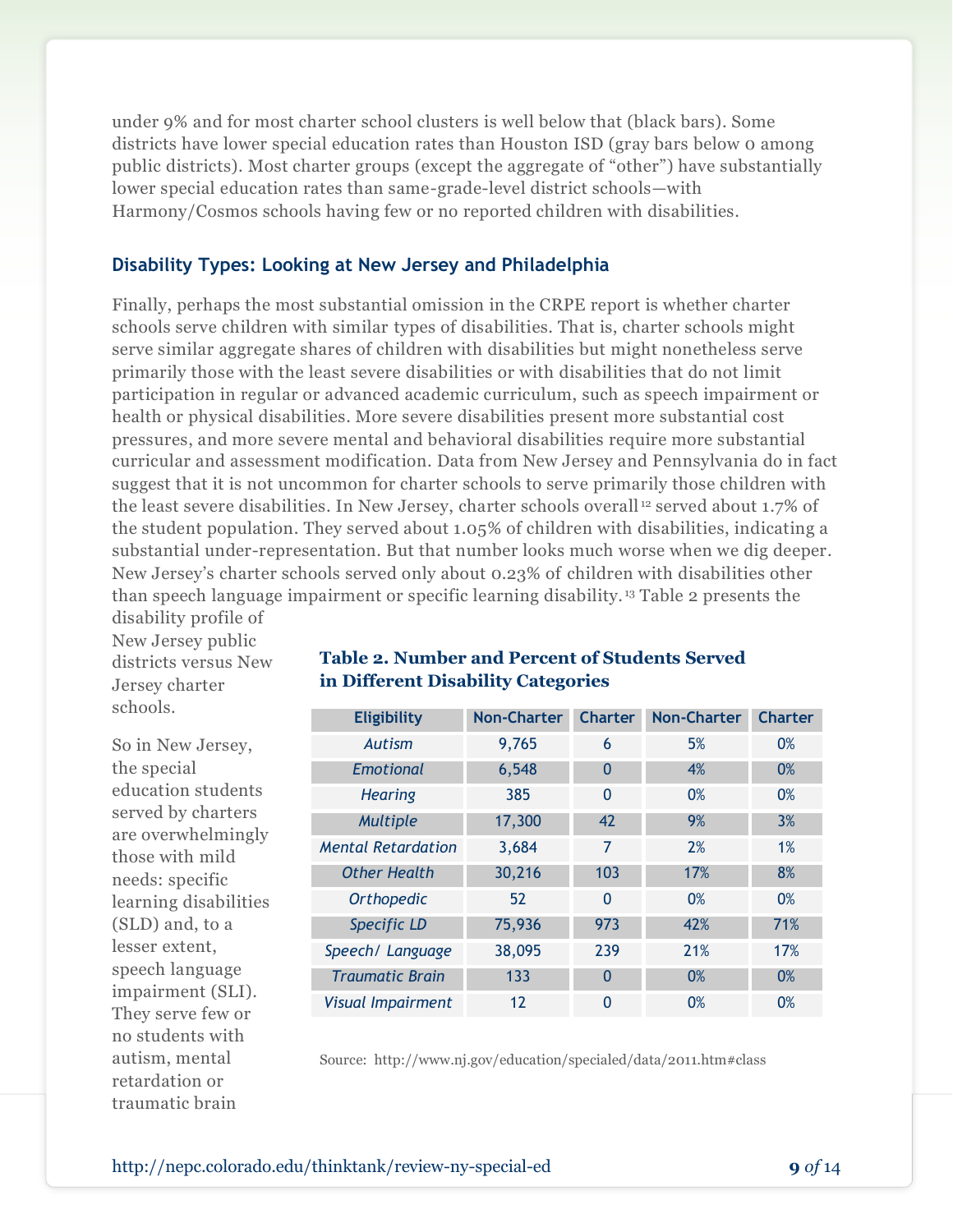under 9% and for most charter school clusters is well below that (black bars). Some districts have lower special education rates than Houston ISD (gray bars below 0 among public districts). Most charter groups (except the aggregate of "other") have substantially lower special education rates than same-grade-level district schools—with Harmony/Cosmos schools having few or no reported children with disabilities.

## Disability Types: Looking at New Jersey and Philadelphia

Finally, perhaps the most substantial omission in the CRPE report is whether charter schools serve children with similar types of disabilities. That is, charter schools might serve similar aggregate shares of children with disabilities but might nonetheless serve primarily those with the least severe disabilities or with disabilities that do not limit participation in regular or advanced academic curriculum, such as speech impairment or health or physical disabilities. More severe disabilities present more substantial cost pressures, and more severe mental and behavioral disabilities require more substantial curricular and assessment modification. Data from New Jersey and Pennsylvania do in fact suggest that it is not uncommon for charter schools to serve primarily those children with the least severe disabilities. In New Jersey, charter schools overall[12] served about 1.7% of the student population. They served about 1.05% of children with disabilities, indicating a substantial under-representation. But that number looks much worse when we dig deeper. New Jersey's charter schools served only about 0.23% of children with disabilities other than speech language impairment or specific learning disability.[13] Table 2 presents the disability profile of New Jersey public districts versus New Jersey charter schools.

**Table 2. Number and Percent of Students Served in Different Disability Categories**

| Eligibility | Non-Charter | Charter | Non-Charter | Charter |
|---|---|---|---|---|
| *Autism* | 9,765 | 6 | 5% | 0% |
| *Emotional* | 6,548 | 0 | 4% | 0% |
| *Hearing* | 385 | 0 | 0% | 0% |
| *Multiple* | 17,300 | 42 | 9% | 3% |
| *Mental Retardation* | 3,684 | 7 | 2% | 1% |
| *Other Health* | 30,216 | 103 | 17% | 8% |
| *Orthopedic* | 52 | 0 | 0% | 0% |
| *Specific LD* | 75,936 | 973 | 42% | 71% |
| *Speech/ Language* | 38,095 | 239 | 21% | 17% |
| *Traumatic Brain* | 133 | 0 | 0% | 0% |
| *Visual Impairment* | 12 | 0 | 0% | 0% |

Source: http://www.nj.gov/education/specialed/data/2011.htm#class

So in New Jersey, the special education students served by charters are overwhelmingly those with mild needs: specific learning disabilities (SLD) and, to a lesser extent, speech language impairment (SLI). They serve few or no students with autism, mental retardation or traumatic brain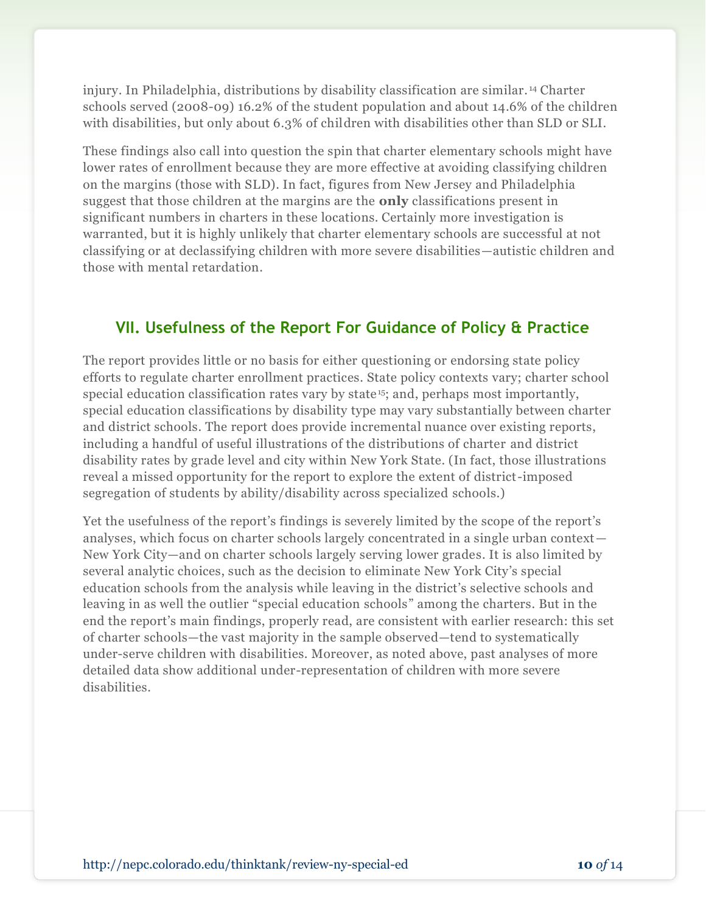injury. In Philadelphia, distributions by disability classification are similar.[14] Charter schools served (2008-09) 16.2% of the student population and about 14.6% of the children with disabilities, but only about 6.3% of children with disabilities other than SLD or SLI.

These findings also call into question the spin that charter elementary schools might have lower rates of enrollment because they are more effective at avoiding classifying children on the margins (those with SLD). In fact, figures from New Jersey and Philadelphia suggest that those children at the margins are the **only** classifications present in significant numbers in charters in these locations. Certainly more investigation is warranted, but it is highly unlikely that charter elementary schools are successful at not classifying or at declassifying children with more severe disabilities—autistic children and those with mental retardation.

## VII. Usefulness of the Report For Guidance of Policy & Practice

The report provides little or no basis for either questioning or endorsing state policy efforts to regulate charter enrollment practices. State policy contexts vary; charter school special education classification rates vary by state[15]; and, perhaps most importantly, special education classifications by disability type may vary substantially between charter and district schools. The report does provide incremental nuance over existing reports, including a handful of useful illustrations of the distributions of charter and district disability rates by grade level and city within New York State. (In fact, those illustrations reveal a missed opportunity for the report to explore the extent of district-imposed segregation of students by ability/disability across specialized schools.)

Yet the usefulness of the report's findings is severely limited by the scope of the report's analyses, which focus on charter schools largely concentrated in a single urban context—New York City—and on charter schools largely serving lower grades. It is also limited by several analytic choices, such as the decision to eliminate New York City's special education schools from the analysis while leaving in the district's selective schools and leaving in as well the outlier "special education schools" among the charters. But in the end the report's main findings, properly read, are consistent with earlier research: this set of charter schools—the vast majority in the sample observed—tend to systematically under-serve children with disabilities. Moreover, as noted above, past analyses of more detailed data show additional under-representation of children with more severe disabilities.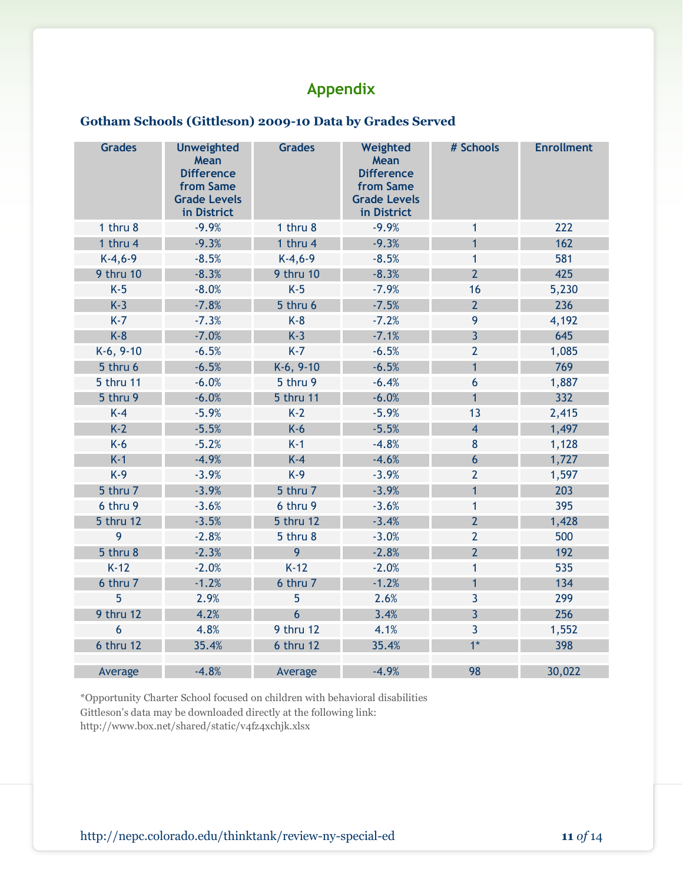## Appendix

### Gotham Schools (Gittleson) 2009-10 Data by Grades Served

| Grades | Unweighted Mean Difference from Same Grade Levels in District | Grades | Weighted Mean Difference from Same Grade Levels in District | # Schools | Enrollment |
|---|---|---|---|---|---|
| 1 thru 8 | -9.9% | 1 thru 8 | -9.9% | 1 | 222 |
| 1 thru 4 | -9.3% | 1 thru 4 | -9.3% | 1 | 162 |
| K-4,6-9 | -8.5% | K-4,6-9 | -8.5% | 1 | 581 |
| 9 thru 10 | -8.3% | 9 thru 10 | -8.3% | 2 | 425 |
| K-5 | -8.0% | K-5 | -7.9% | 16 | 5,230 |
| K-3 | -7.8% | 5 thru 6 | -7.5% | 2 | 236 |
| K-7 | -7.3% | K-8 | -7.2% | 9 | 4,192 |
| K-8 | -7.0% | K-3 | -7.1% | 3 | 645 |
| K-6, 9-10 | -6.5% | K-7 | -6.5% | 2 | 1,085 |
| 5 thru 6 | -6.5% | K-6, 9-10 | -6.5% | 1 | 769 |
| 5 thru 11 | -6.0% | 5 thru 9 | -6.4% | 6 | 1,887 |
| 5 thru 9 | -6.0% | 5 thru 11 | -6.0% | 1 | 332 |
| K-4 | -5.9% | K-2 | -5.9% | 13 | 2,415 |
| K-2 | -5.5% | K-6 | -5.5% | 4 | 1,497 |
| K-6 | -5.2% | K-1 | -4.8% | 8 | 1,128 |
| K-1 | -4.9% | K-4 | -4.6% | 6 | 1,727 |
| K-9 | -3.9% | K-9 | -3.9% | 2 | 1,597 |
| 5 thru 7 | -3.9% | 5 thru 7 | -3.9% | 1 | 203 |
| 6 thru 9 | -3.6% | 6 thru 9 | -3.6% | 1 | 395 |
| 5 thru 12 | -3.5% | 5 thru 12 | -3.4% | 2 | 1,428 |
| 9 | -2.8% | 5 thru 8 | -3.0% | 2 | 500 |
| 5 thru 8 | -2.3% | 9 | -2.8% | 2 | 192 |
| K-12 | -2.0% | K-12 | -2.0% | 1 | 535 |
| 6 thru 7 | -1.2% | 6 thru 7 | -1.2% | 1 | 134 |
| 5 | 2.9% | 5 | 2.6% | 3 | 299 |
| 9 thru 12 | 4.2% | 6 | 3.4% | 3 | 256 |
| 6 | 4.8% | 9 thru 12 | 4.1% | 3 | 1,552 |
| 6 thru 12 | 35.4% | 6 thru 12 | 35.4% | 1* | 398 |
| | | | | | |
| Average | -4.8% | Average | -4.9% | 98 | 30,022 |

*Opportunity Charter School focused on children with behavioral disabilities

Gittleson's data may be downloaded directly at the following link:
http://www.box.net/shared/static/v4fz4xchjk.xlsx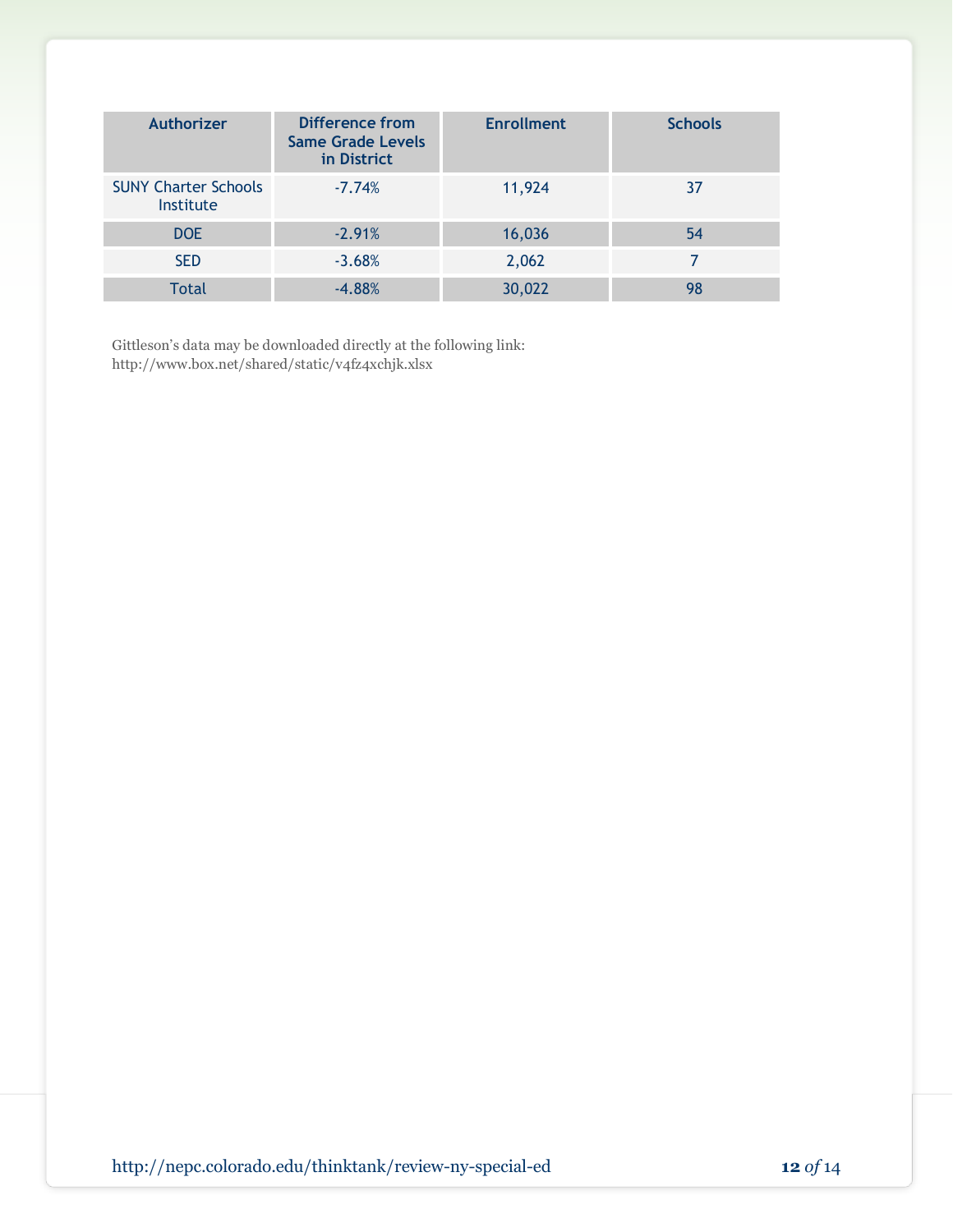| Authorizer | Difference from Same Grade Levels in District | Enrollment | Schools |
|---|---|---|---|
| SUNY Charter Schools Institute | -7.74% | 11,924 | 37 |
| DOE | -2.91% | 16,036 | 54 |
| SED | -3.68% | 2,062 | 7 |
| Total | -4.88% | 30,022 | 98 |

Gittleson's data may be downloaded directly at the following link:
http://www.box.net/shared/static/v4fz4xchjk.xlsx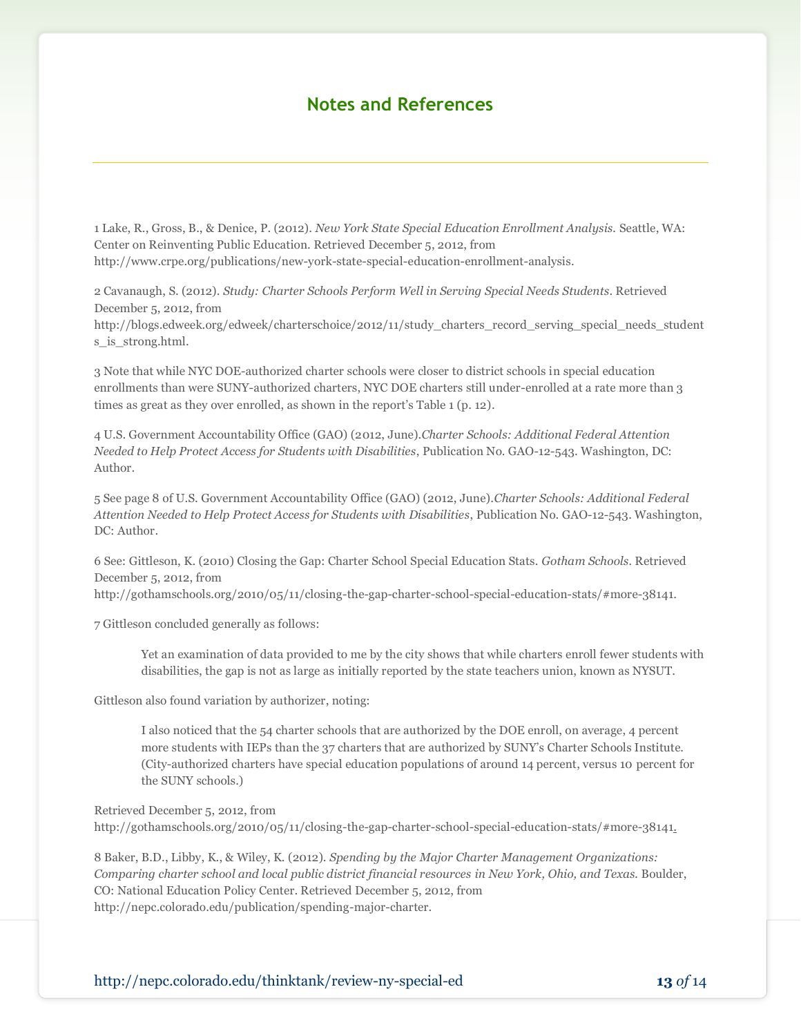## Notes and References

1 Lake, R., Gross, B., & Denice, P. (2012). *New York State Special Education Enrollment Analysis.* Seattle, WA: Center on Reinventing Public Education. Retrieved December 5, 2012, from http://www.crpe.org/publications/new-york-state-special-education-enrollment-analysis.

2 Cavanaugh, S. (2012). *Study: Charter Schools Perform Well in Serving Special Needs Students*. Retrieved December 5, 2012, from http://blogs.edweek.org/edweek/charterschoice/2012/11/study_charters_record_serving_special_needs_students_is_strong.html.

3 Note that while NYC DOE-authorized charter schools were closer to district schools in special education enrollments than were SUNY-authorized charters, NYC DOE charters still under-enrolled at a rate more than 3 times as great as they over enrolled, as shown in the report's Table 1 (p. 12).

4 U.S. Government Accountability Office (GAO) (2012, June).*Charter Schools: Additional Federal Attention Needed to Help Protect Access for Students with Disabilities*, Publication No. GAO-12-543. Washington, DC: Author.

5 See page 8 of U.S. Government Accountability Office (GAO) (2012, June).*Charter Schools: Additional Federal Attention Needed to Help Protect Access for Students with Disabilities*, Publication No. GAO-12-543. Washington, DC: Author.

6 See: Gittleson, K. (2010) Closing the Gap: Charter School Special Education Stats. *Gotham Schools*. Retrieved December 5, 2012, from http://gothamschools.org/2010/05/11/closing-the-gap-charter-school-special-education-stats/#more-38141.

7 Gittleson concluded generally as follows:

> Yet an examination of data provided to me by the city shows that while charters enroll fewer students with disabilities, the gap is not as large as initially reported by the state teachers union, known as NYSUT.

Gittleson also found variation by authorizer, noting:

> I also noticed that the 54 charter schools that are authorized by the DOE enroll, on average, 4 percent more students with IEPs than the 37 charters that are authorized by SUNY's Charter Schools Institute. (City-authorized charters have special education populations of around 14 percent, versus 10 percent for the SUNY schools.)

Retrieved December 5, 2012, from http://gothamschools.org/2010/05/11/closing-the-gap-charter-school-special-education-stats/#more-38141.

8 Baker, B.D., Libby, K., & Wiley, K. (2012). *Spending by the Major Charter Management Organizations: Comparing charter school and local public district financial resources in New York, Ohio, and Texas.* Boulder, CO: National Education Policy Center. Retrieved December 5, 2012, from http://nepc.colorado.edu/publication/spending-major-charter.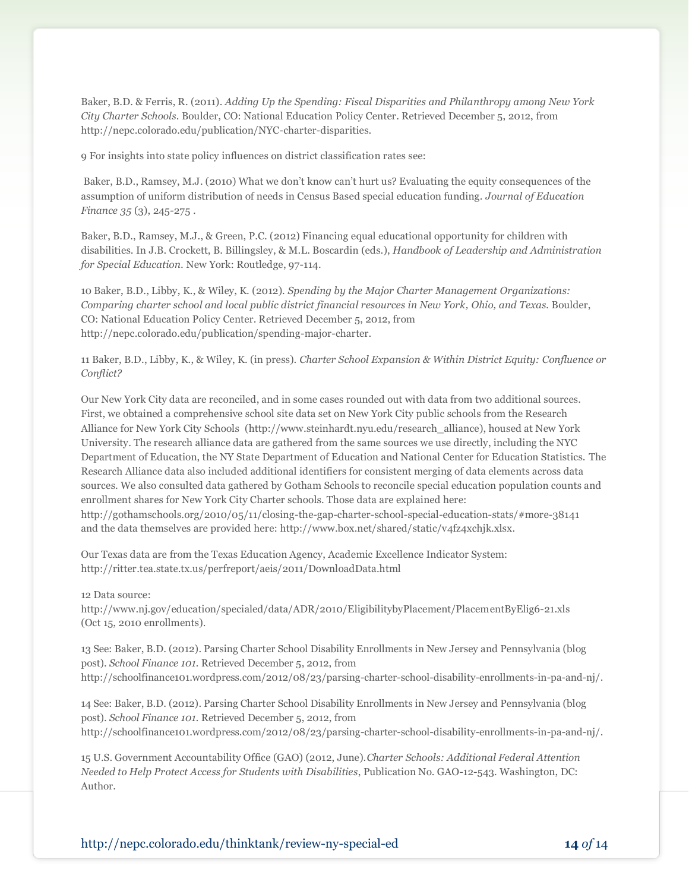Baker, B.D. & Ferris, R. (2011). *Adding Up the Spending: Fiscal Disparities and Philanthropy among New York City Charter Schools*. Boulder, CO: National Education Policy Center. Retrieved December 5, 2012, from http://nepc.colorado.edu/publication/NYC-charter-disparities.

9 For insights into state policy influences on district classification rates see:

Baker, B.D., Ramsey, M.J. (2010) What we don't know can't hurt us? Evaluating the equity consequences of the assumption of uniform distribution of needs in Census Based special education funding. *Journal of Education Finance 35* (3), 245-275 .

Baker, B.D., Ramsey, M.J., & Green, P.C. (2012) Financing equal educational opportunity for children with disabilities. In J.B. Crockett, B. Billingsley, & M.L. Boscardin (eds.), *Handbook of Leadership and Administration for Special Education*. New York: Routledge, 97-114.

10 Baker, B.D., Libby, K., & Wiley, K. (2012). *Spending by the Major Charter Management Organizations: Comparing charter school and local public district financial resources in New York, Ohio, and Texas.* Boulder, CO: National Education Policy Center. Retrieved December 5, 2012, from http://nepc.colorado.edu/publication/spending-major-charter.

11 Baker, B.D., Libby, K., & Wiley, K. (in press). *Charter School Expansion & Within District Equity: Confluence or Conflict?*

Our New York City data are reconciled, and in some cases rounded out with data from two additional sources. First, we obtained a comprehensive school site data set on New York City public schools from the Research Alliance for New York City Schools (http://www.steinhardt.nyu.edu/research_alliance), housed at New York University. The research alliance data are gathered from the same sources we use directly, including the NYC Department of Education, the NY State Department of Education and National Center for Education Statistics. The Research Alliance data also included additional identifiers for consistent merging of data elements across data sources. We also consulted data gathered by Gotham Schools to reconcile special education population counts and enrollment shares for New York City Charter schools. Those data are explained here: http://gothamschools.org/2010/05/11/closing-the-gap-charter-school-special-education-stats/#more-38141 and the data themselves are provided here: http://www.box.net/shared/static/v4fz4xchjk.xlsx.

Our Texas data are from the Texas Education Agency, Academic Excellence Indicator System: http://ritter.tea.state.tx.us/perfreport/aeis/2011/DownloadData.html

12 Data source: http://www.nj.gov/education/specialed/data/ADR/2010/EligibilitybyPlacement/PlacementByElig6-21.xls (Oct 15, 2010 enrollments).

13 See: Baker, B.D. (2012). Parsing Charter School Disability Enrollments in New Jersey and Pennsylvania (blog post). *School Finance 101*. Retrieved December 5, 2012, from http://schoolfinance101.wordpress.com/2012/08/23/parsing-charter-school-disability-enrollments-in-pa-and-nj/.

14 See: Baker, B.D. (2012). Parsing Charter School Disability Enrollments in New Jersey and Pennsylvania (blog post). *School Finance 101*. Retrieved December 5, 2012, from http://schoolfinance101.wordpress.com/2012/08/23/parsing-charter-school-disability-enrollments-in-pa-and-nj/.

15 U.S. Government Accountability Office (GAO) (2012, June).*Charter Schools: Additional Federal Attention Needed to Help Protect Access for Students with Disabilities*, Publication No. GAO-12-543. Washington, DC: Author.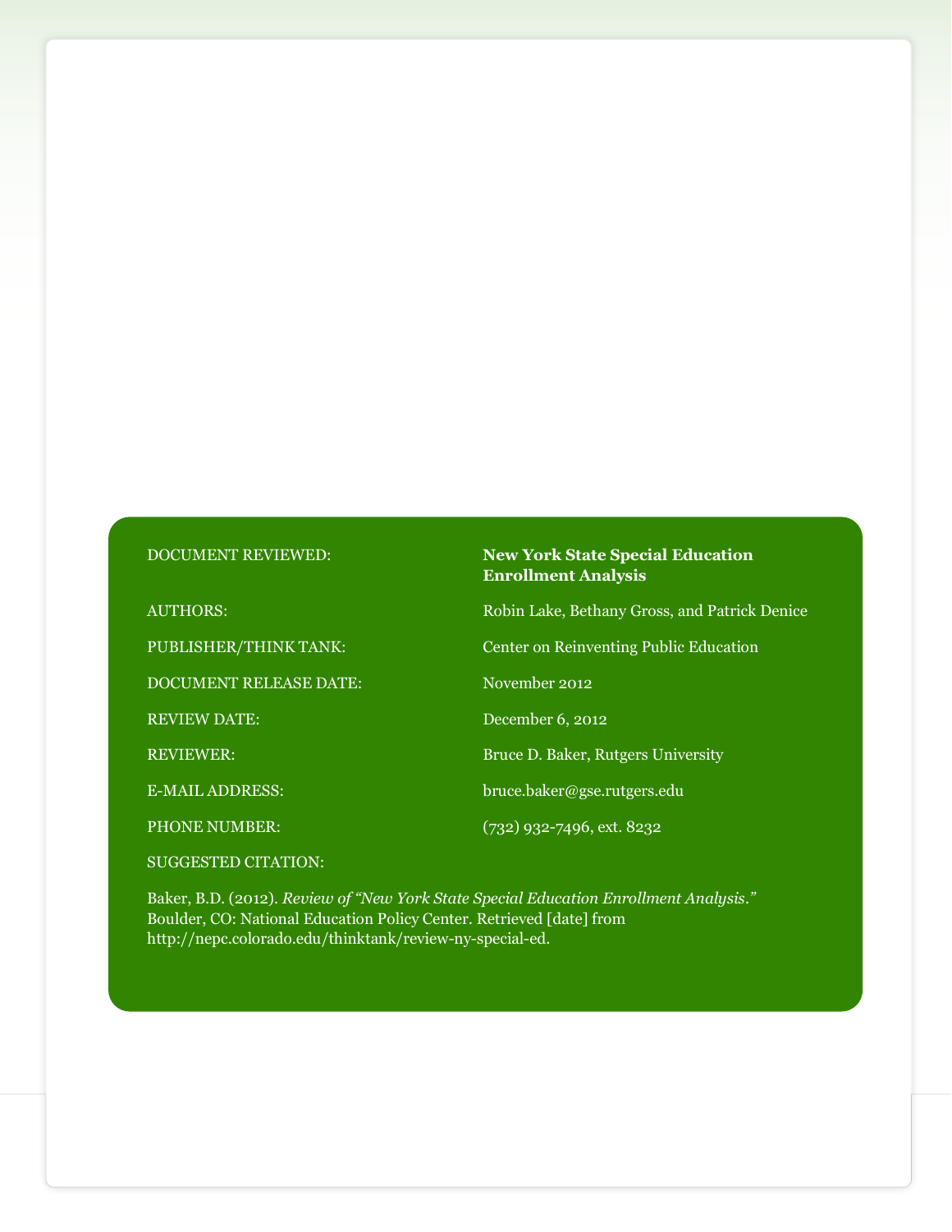| | |
|---|---|
| DOCUMENT REVIEWED: | **New York State Special Education Enrollment Analysis** |
| AUTHORS: | Robin Lake, Bethany Gross, and Patrick Denice |
| PUBLISHER/THINK TANK: | Center on Reinventing Public Education |
| DOCUMENT RELEASE DATE: | November 2012 |
| REVIEW DATE: | December 6, 2012 |
| REVIEWER: | Bruce D. Baker, Rutgers University |
| E-MAIL ADDRESS: | bruce.baker@gse.rutgers.edu |
| PHONE NUMBER: | (732) 932-7496, ext. 8232 |

SUGGESTED CITATION:

Baker, B.D. (2012). *Review of "New York State Special Education Enrollment Analysis."* Boulder, CO: National Education Policy Center. Retrieved [date] from http://nepc.colorado.edu/thinktank/review-ny-special-ed.